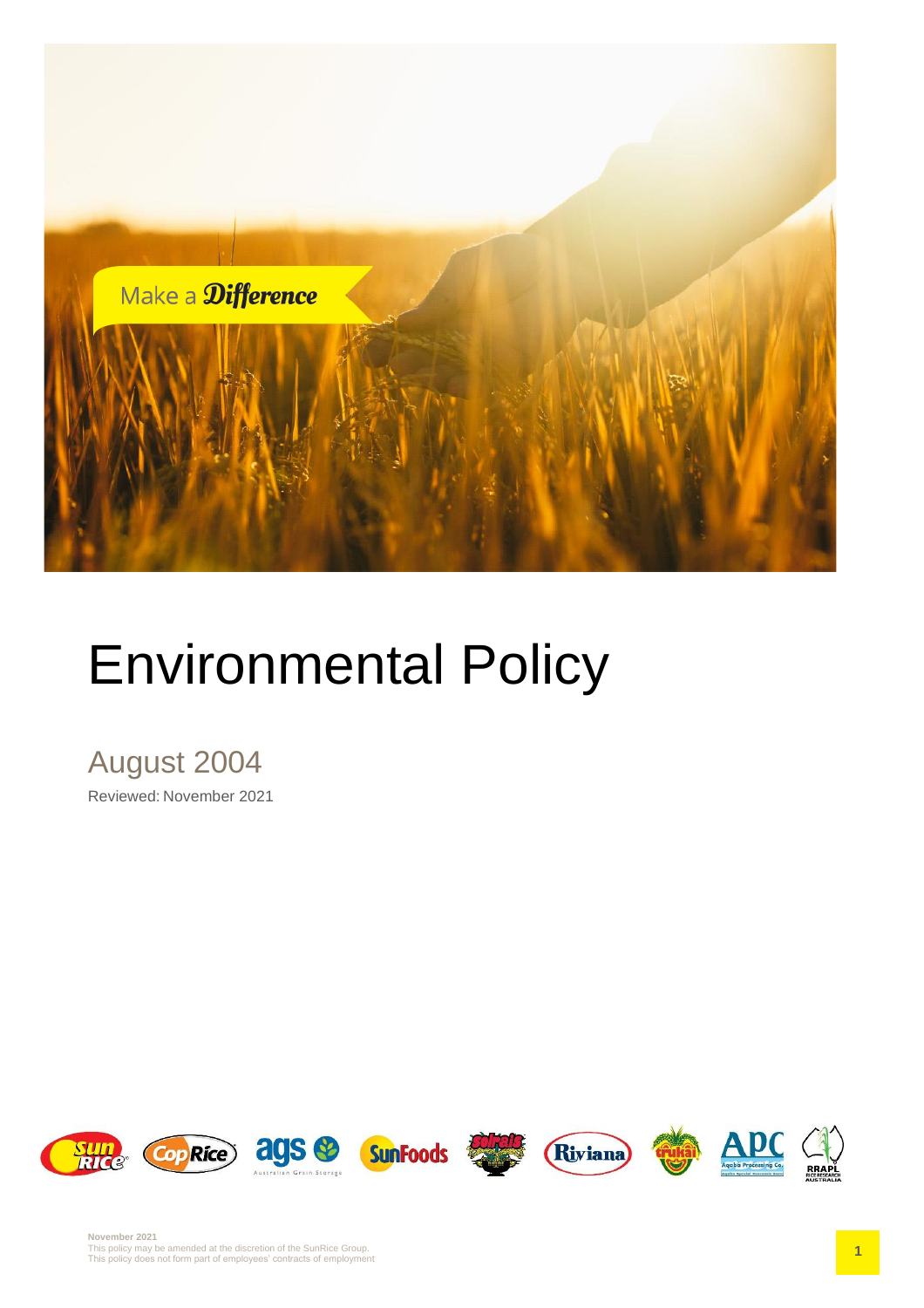# Environmental Policy

## August 2004

Reviewed: November 2021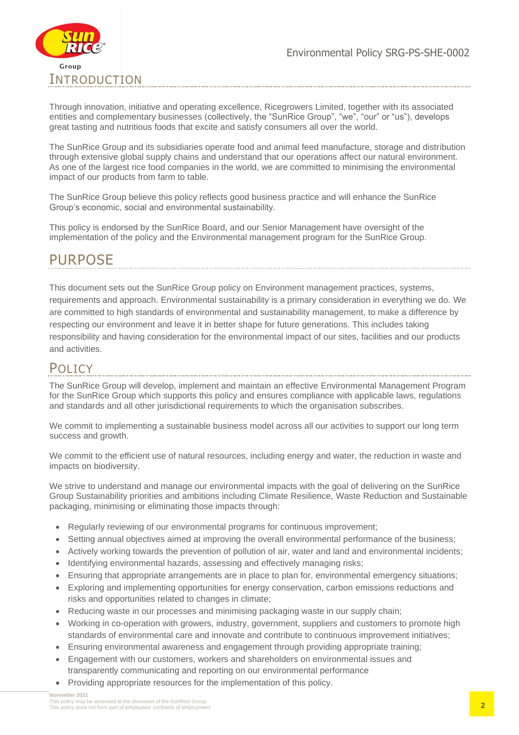## Introduction

Through innovation, initiative and operating excellence, Ricegrowers Limited, together with its associated entities and complementary businesses (collectively, the "SunRice Group", "we", "our" or "us"), develops great tasting and nutritious foods that excite and satisfy consumers all over the world.

The SunRice Group and its subsidiaries operate food and animal feed manufacture, storage and distribution through extensive global supply chains and understand that our operations affect our natural environment. As one of the largest rice food companies in the world, we are committed to minimising the environmental impact of our products from farm to table.

The SunRice Group believe this policy reflects good business practice and will enhance the SunRice Group's economic, social and environmental sustainability.

This policy is endorsed by the SunRice Board, and our Senior Management have oversight of the implementation of the policy and the Environmental management program for the SunRice Group.

## Purpose

This document sets out the SunRice Group policy on Environment management practices, systems, requirements and approach. Environmental sustainability is a primary consideration in everything we do. We are committed to high standards of environmental and sustainability management, to make a difference by respecting our environment and leave it in better shape for future generations. This includes taking responsibility and having consideration for the environmental impact of our sites, facilities and our products and activities.

## Policy

The SunRice Group will develop, implement and maintain an effective Environmental Management Program for the SunRice Group which supports this policy and ensures compliance with applicable laws, regulations and standards and all other jurisdictional requirements to which the organisation subscribes.

We commit to implementing a sustainable business model across all our activities to support our long term success and growth.

We commit to the efficient use of natural resources, including energy and water, the reduction in waste and impacts on biodiversity.

We strive to understand and manage our environmental impacts with the goal of delivering on the SunRice Group Sustainability priorities and ambitions including Climate Resilience, Waste Reduction and Sustainable packaging, minimising or eliminating those impacts through:

- Regularly reviewing of our environmental programs for continuous improvement;
- Setting annual objectives aimed at improving the overall environmental performance of the business;
- Actively working towards the prevention of pollution of air, water and land and environmental incidents;
- Identifying environmental hazards, assessing and effectively managing risks;
- Ensuring that appropriate arrangements are in place to plan for, environmental emergency situations;
- Exploring and implementing opportunities for energy conservation, carbon emissions reductions and risks and opportunities related to changes in climate;
- Reducing waste in our processes and minimising packaging waste in our supply chain;
- Working in co-operation with growers, industry, government, suppliers and customers to promote high standards of environmental care and innovate and contribute to continuous improvement initiatives;
- Ensuring environmental awareness and engagement through providing appropriate training;
- Engagement with our customers, workers and shareholders on environmental issues and transparently communicating and reporting on our environmental performance
- Providing appropriate resources for the implementation of this policy.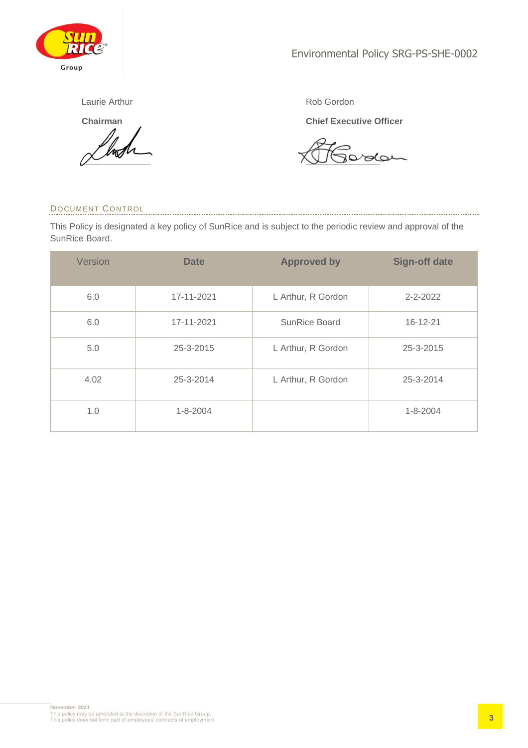Laurie Arthur

**Chairman**

Rob Gordon

**Chief Executive Officer**

## Document Control

This Policy is designated a key policy of SunRice and is subject to the periodic review and approval of the SunRice Board.

| Version | Date | Approved by | Sign-off date |
|---|---|---|---|
| 6.0 | 17-11-2021 | L Arthur, R Gordon | 2-2-2022 |
| 6.0 | 17-11-2021 | SunRice Board | 16-12-21 |
| 5.0 | 25-3-2015 | L Arthur, R Gordon | 25-3-2015 |
| 4.02 | 25-3-2014 | L Arthur, R Gordon | 25-3-2014 |
| 1.0 | 1-8-2004 | | 1-8-2004 |

November 2021
This policy may be amended at the discretion of the SunRice Group.
This policy does not form part of employees' contracts of employment